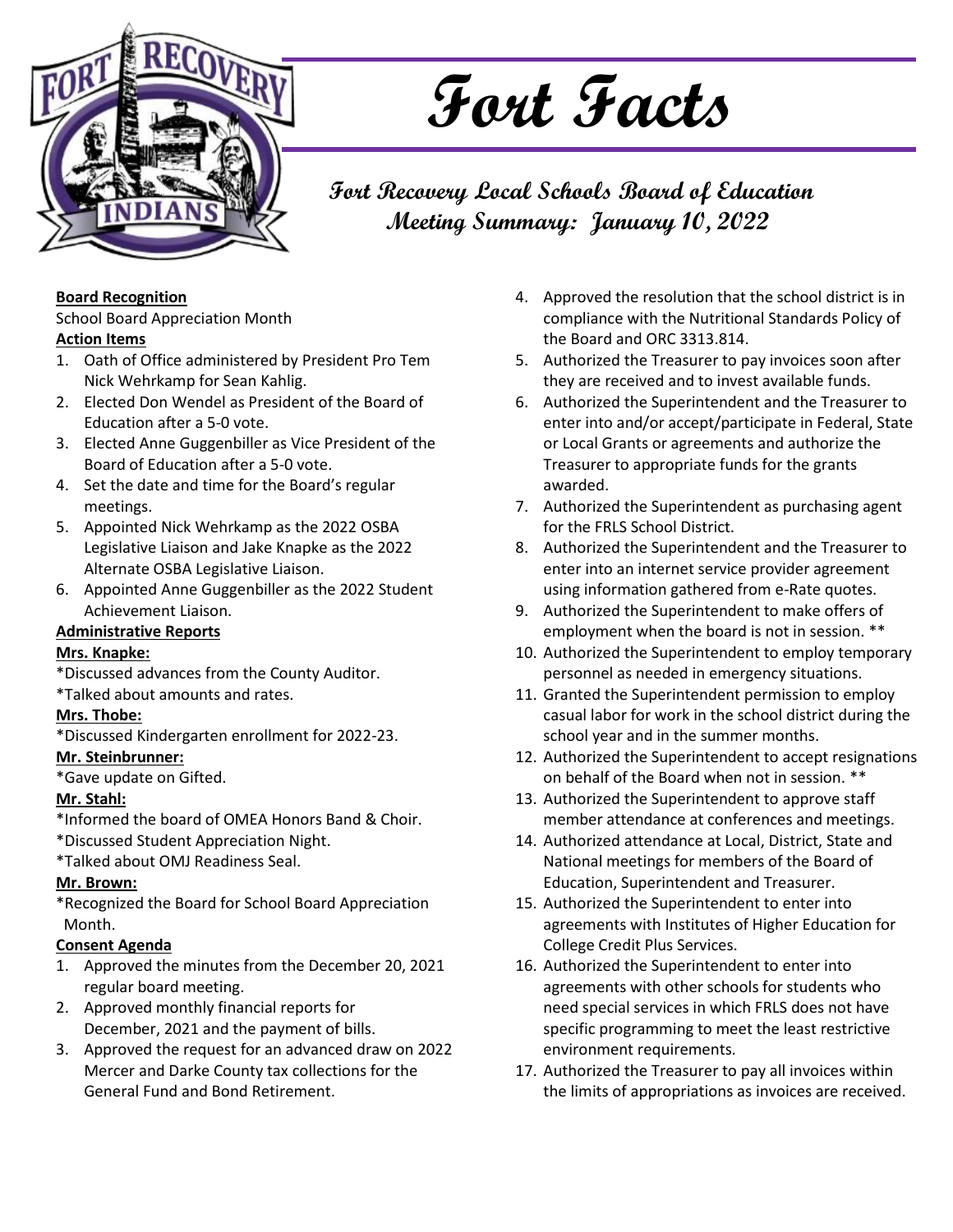# Fort Facts

## Fort Recovery Local Schools Board of Education Meeting Summary: January 10, 2022

**Board Recognition**

School Board Appreciation Month

**Action Items**

1. Oath of Office administered by President Pro Tem Nick Wehrkamp for Sean Kahlig.
2. Elected Don Wendel as President of the Board of Education after a 5-0 vote.
3. Elected Anne Guggenbiller as Vice President of the Board of Education after a 5-0 vote.
4. Set the date and time for the Board's regular meetings.
5. Appointed Nick Wehrkamp as the 2022 OSBA Legislative Liaison and Jake Knapke as the 2022 Alternate OSBA Legislative Liaison.
6. Appointed Anne Guggenbiller as the 2022 Student Achievement Liaison.

**Administrative Reports**

**Mrs. Knapke:**

*Discussed advances from the County Auditor.
*Talked about amounts and rates.

**Mrs. Thobe:**

*Discussed Kindergarten enrollment for 2022-23.

**Mr. Steinbrunner:**

*Gave update on Gifted.

**Mr. Stahl:**

*Informed the board of OMEA Honors Band & Choir.
*Discussed Student Appreciation Night.
*Talked about OMJ Readiness Seal.

**Mr. Brown:**

*Recognized the Board for School Board Appreciation Month.

**Consent Agenda**

1. Approved the minutes from the December 20, 2021 regular board meeting.
2. Approved monthly financial reports for December, 2021 and the payment of bills.
3. Approved the request for an advanced draw on 2022 Mercer and Darke County tax collections for the General Fund and Bond Retirement.
4. Approved the resolution that the school district is in compliance with the Nutritional Standards Policy of the Board and ORC 3313.814.
5. Authorized the Treasurer to pay invoices soon after they are received and to invest available funds.
6. Authorized the Superintendent and the Treasurer to enter into and/or accept/participate in Federal, State or Local Grants or agreements and authorize the Treasurer to appropriate funds for the grants awarded.
7. Authorized the Superintendent as purchasing agent for the FRLS School District.
8. Authorized the Superintendent and the Treasurer to enter into an internet service provider agreement using information gathered from e-Rate quotes.
9. Authorized the Superintendent to make offers of employment when the board is not in session. **
10. Authorized the Superintendent to employ temporary personnel as needed in emergency situations.
11. Granted the Superintendent permission to employ casual labor for work in the school district during the school year and in the summer months.
12. Authorized the Superintendent to accept resignations on behalf of the Board when not in session. **
13. Authorized the Superintendent to approve staff member attendance at conferences and meetings.
14. Authorized attendance at Local, District, State and National meetings for members of the Board of Education, Superintendent and Treasurer.
15. Authorized the Superintendent to enter into agreements with Institutes of Higher Education for College Credit Plus Services.
16. Authorized the Superintendent to enter into agreements with other schools for students who need special services in which FRLS does not have specific programming to meet the least restrictive environment requirements.
17. Authorized the Treasurer to pay all invoices within the limits of appropriations as invoices are received.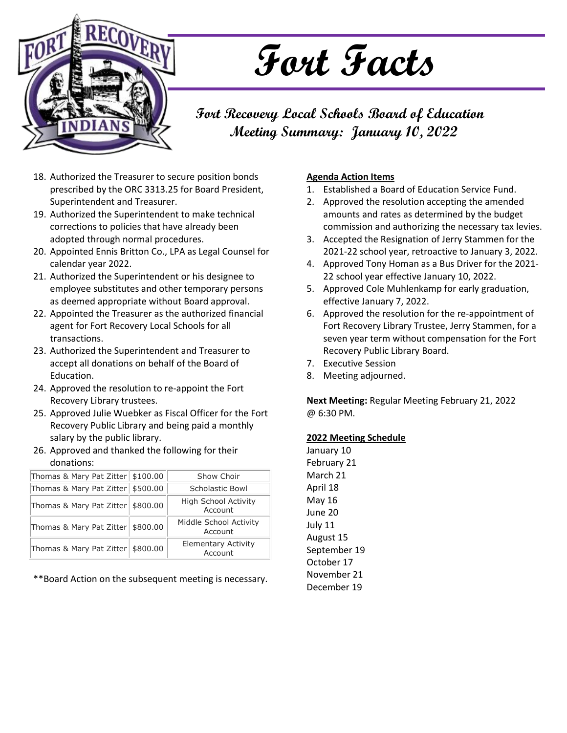# Fort Facts

## Fort Recovery Local Schools Board of Education Meeting Summary: January 10, 2022

18. Authorized the Treasurer to secure position bonds prescribed by the ORC 3313.25 for Board President, Superintendent and Treasurer.
19. Authorized the Superintendent to make technical corrections to policies that have already been adopted through normal procedures.
20. Appointed Ennis Britton Co., LPA as Legal Counsel for calendar year 2022.
21. Authorized the Superintendent or his designee to employee substitutes and other temporary persons as deemed appropriate without Board approval.
22. Appointed the Treasurer as the authorized financial agent for Fort Recovery Local Schools for all transactions.
23. Authorized the Superintendent and Treasurer to accept all donations on behalf of the Board of Education.
24. Approved the resolution to re-appoint the Fort Recovery Library trustees.
25. Approved Julie Wuebker as Fiscal Officer for the Fort Recovery Public Library and being paid a monthly salary by the public library.
26. Approved and thanked the following for their donations:

| | | |
|---|---|---|
| Thomas & Mary Pat Zitter | $100.00 | Show Choir |
| Thomas & Mary Pat Zitter | $500.00 | Scholastic Bowl |
| Thomas & Mary Pat Zitter | $800.00 | High School Activity Account |
| Thomas & Mary Pat Zitter | $800.00 | Middle School Activity Account |
| Thomas & Mary Pat Zitter | $800.00 | Elementary Activity Account |

**Board Action on the subsequent meeting is necessary.

**Agenda Action Items**

1. Established a Board of Education Service Fund.
2. Approved the resolution accepting the amended amounts and rates as determined by the budget commission and authorizing the necessary tax levies.
3. Accepted the Resignation of Jerry Stammen for the 2021-22 school year, retroactive to January 3, 2022.
4. Approved Tony Homan as a Bus Driver for the 2021-22 school year effective January 10, 2022.
5. Approved Cole Muhlenkamp for early graduation, effective January 7, 2022.
6. Approved the resolution for the re-appointment of Fort Recovery Library Trustee, Jerry Stammen, for a seven year term without compensation for the Fort Recovery Public Library Board.
7. Executive Session
8. Meeting adjourned.

**Next Meeting:** Regular Meeting February 21, 2022 @ 6:30 PM.

**2022 Meeting Schedule**

January 10
February 21
March 21
April 18
May 16
June 20
July 11
August 15
September 19
October 17
November 21
December 19